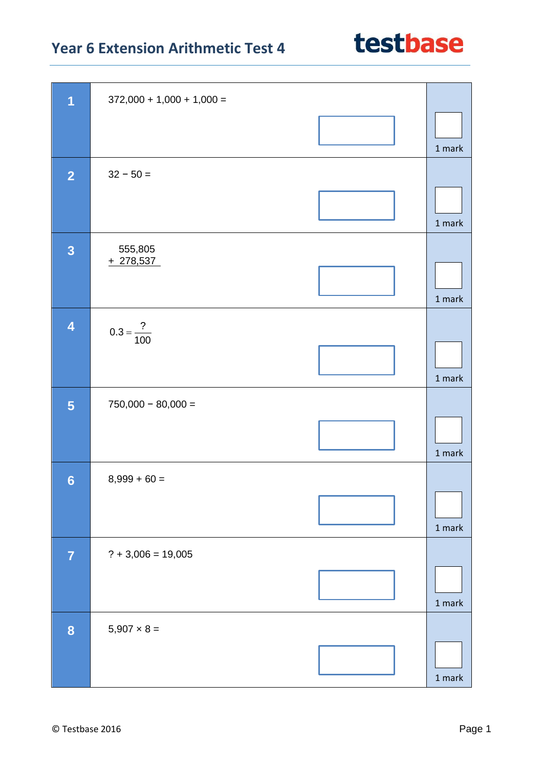# Year 6 Extension Arithmetic Test 4

**testbase**

| | | |
|---|---|---|
| **1** | 372,000 + 1,000 + 1,000 = | 1 mark |
| **2** | 32 − 50 = | 1 mark |
| **3** | 555,805<br>+ 278,537 | 1 mark |
| **4** | $0.3 = \frac{?}{100}$ | 1 mark |
| **5** | 750,000 − 80,000 = | 1 mark |
| **6** | 8,999 + 60 = | 1 mark |
| **7** | ? + 3,006 = 19,005 | 1 mark |
| **8** | 5,907 × 8 = | 1 mark |

© Testbase 2016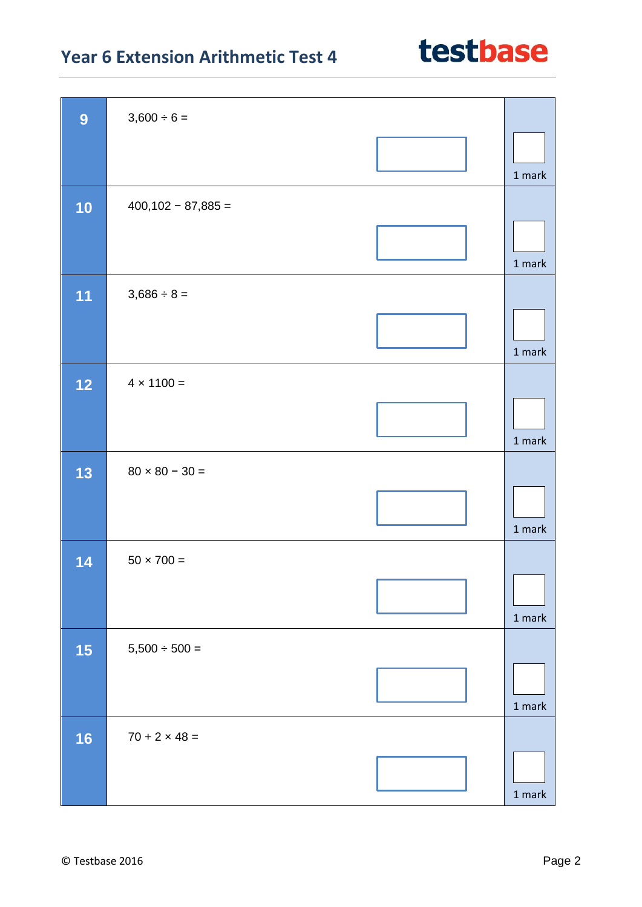**9**

$3{,}600 \div 6 =$

1 mark

**10**

$400{,}102 - 87{,}885 =$

1 mark

**11**

$3{,}686 \div 8 =$

1 mark

**12**

$4 \times 1100 =$

1 mark

**13**

$80 \times 80 - 30 =$

1 mark

**14**

$50 \times 700 =$

1 mark

**15**

$5{,}500 \div 500 =$

1 mark

**16**

$70 + 2 \times 48 =$

1 mark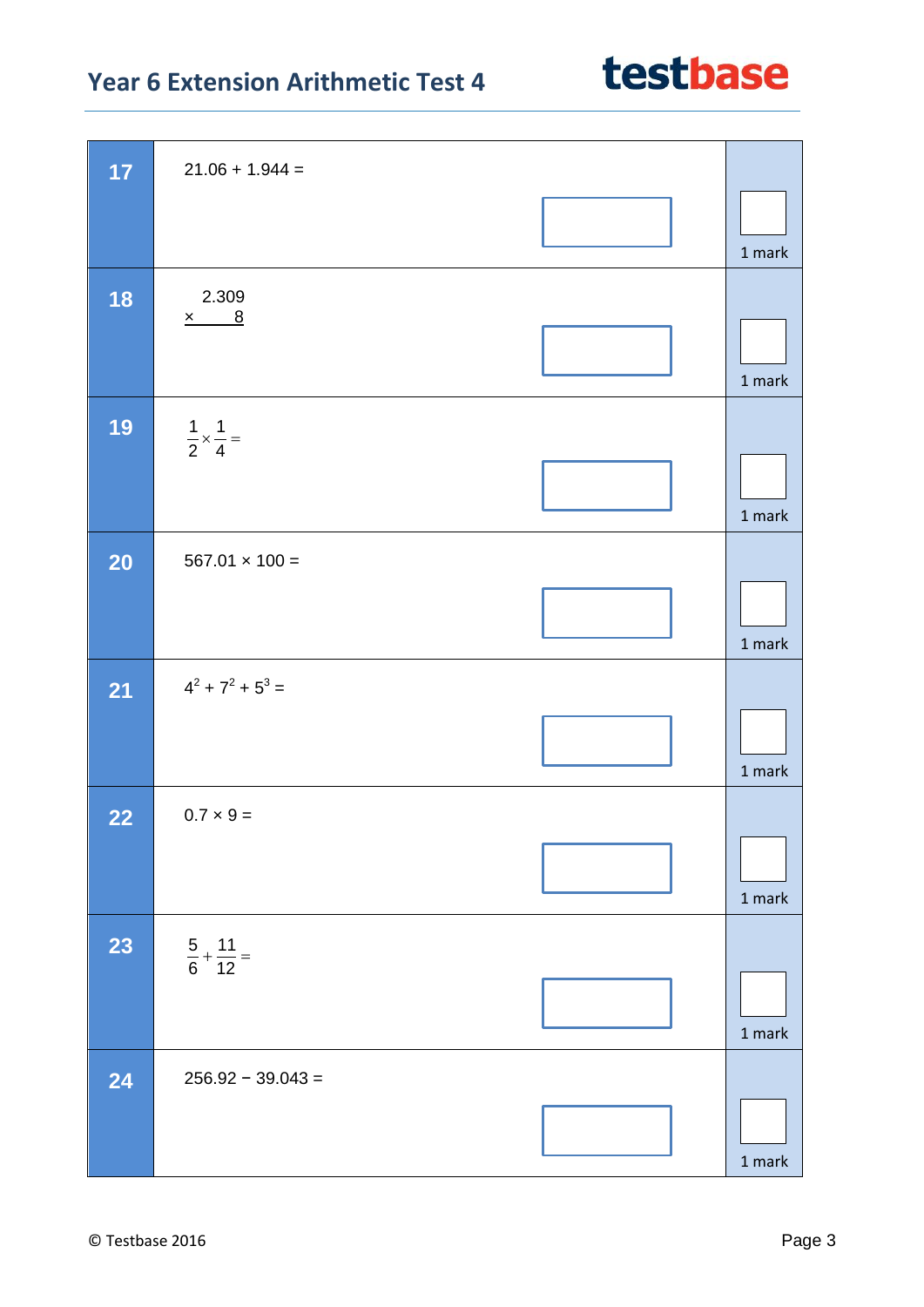**17** $21.06 + 1.944 =$

1 mark

**18**

$$\begin{array}{r} 2.309 \\ \times \quad\quad 8 \\ \hline \end{array}$$

1 mark

**19** $\frac{1}{2} \times \frac{1}{4} =$

1 mark

**20** $567.01 \times 100 =$

1 mark

**21** $4^2 + 7^2 + 5^3 =$

1 mark

**22** $0.7 \times 9 =$

1 mark

**23** $\frac{5}{6} + \frac{11}{12} =$

1 mark

**24** $256.92 - 39.043 =$

1 mark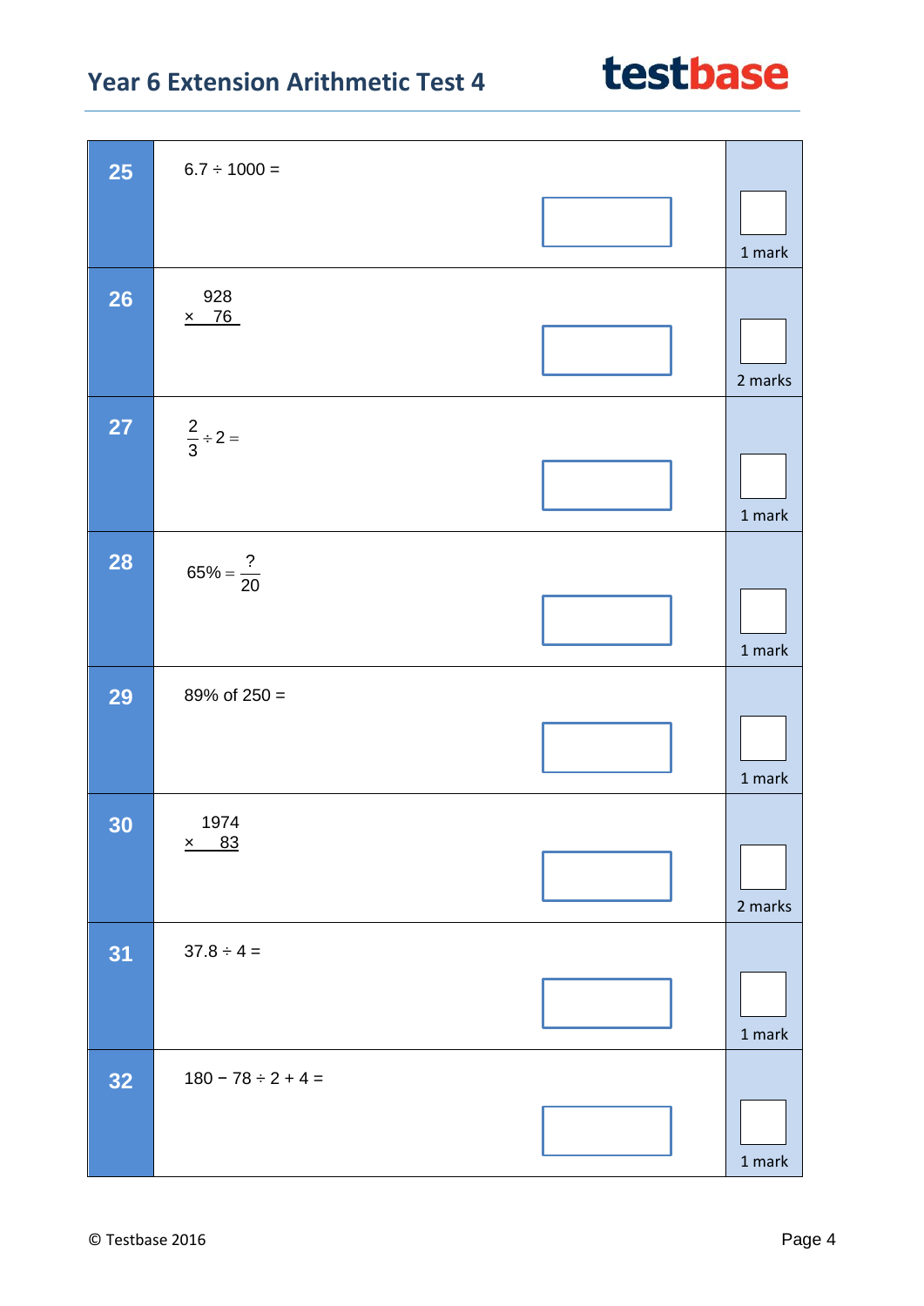| | | |
|---|---|---|
| **25** | $6.7 \div 1000 =$ | 1 mark |
| **26** | $\begin{array}{r} 928 \\ \times \quad 76 \\ \hline \end{array}$ | 2 marks |
| **27** | $\frac{2}{3} \div 2 =$ | 1 mark |
| **28** | $65\% = \frac{?}{20}$ | 1 mark |
| **29** | 89% of 250 = | 1 mark |
| **30** | $\begin{array}{r} 1974 \\ \times \quad 83 \\ \hline \end{array}$ | 2 marks |
| **31** | $37.8 \div 4 =$ | 1 mark |
| **32** | $180 - 78 \div 2 + 4 =$ | 1 mark |

© Testbase 2016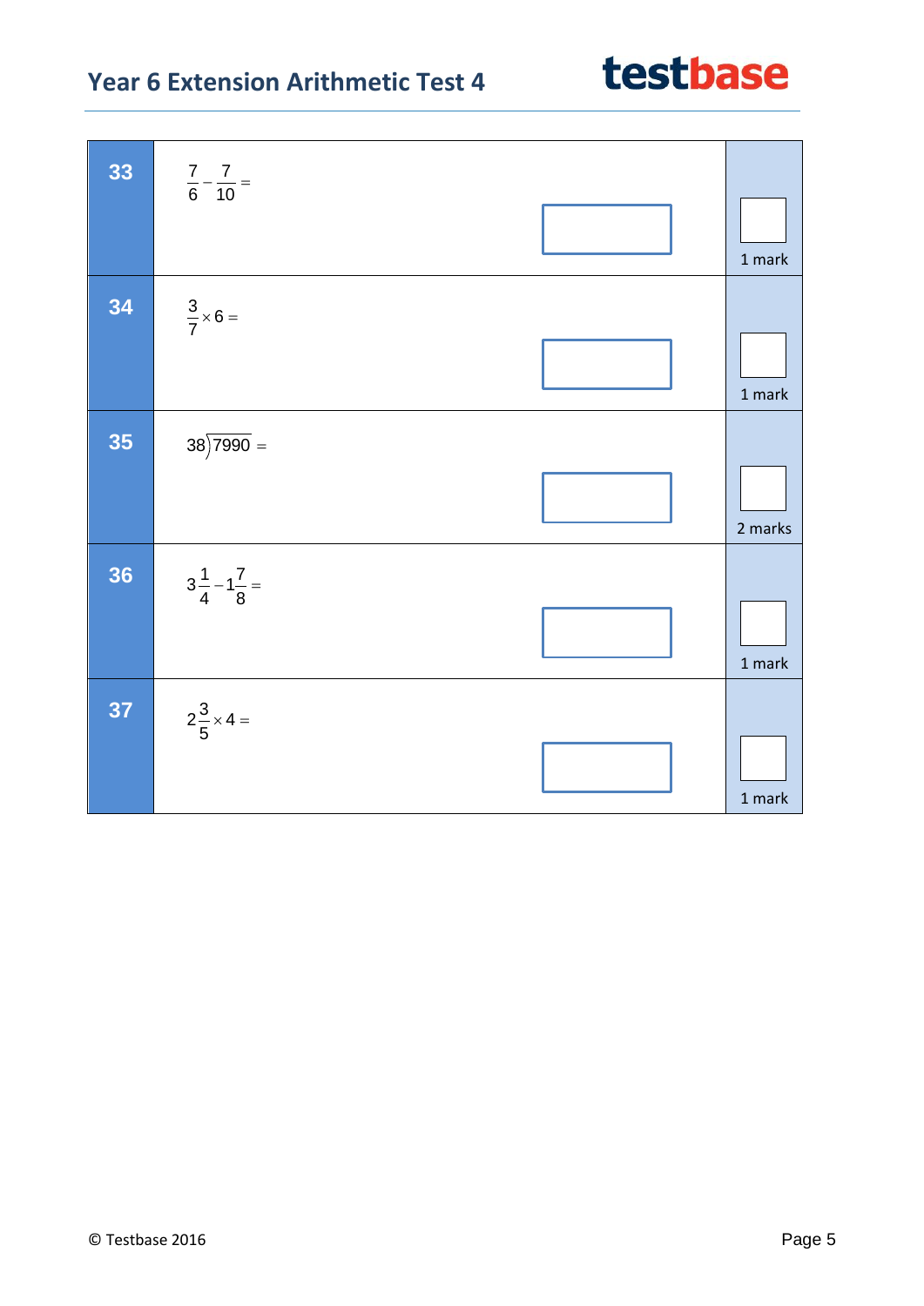**33** $\frac{7}{6} - \frac{7}{10} =$

1 mark

**34** $\frac{3}{7} \times 6 =$

1 mark

**35** $38\overline{)7990} =$

2 marks

**36** $3\frac{1}{4} - 1\frac{7}{8} =$

1 mark

**37** $2\frac{3}{5} \times 4 =$

1 mark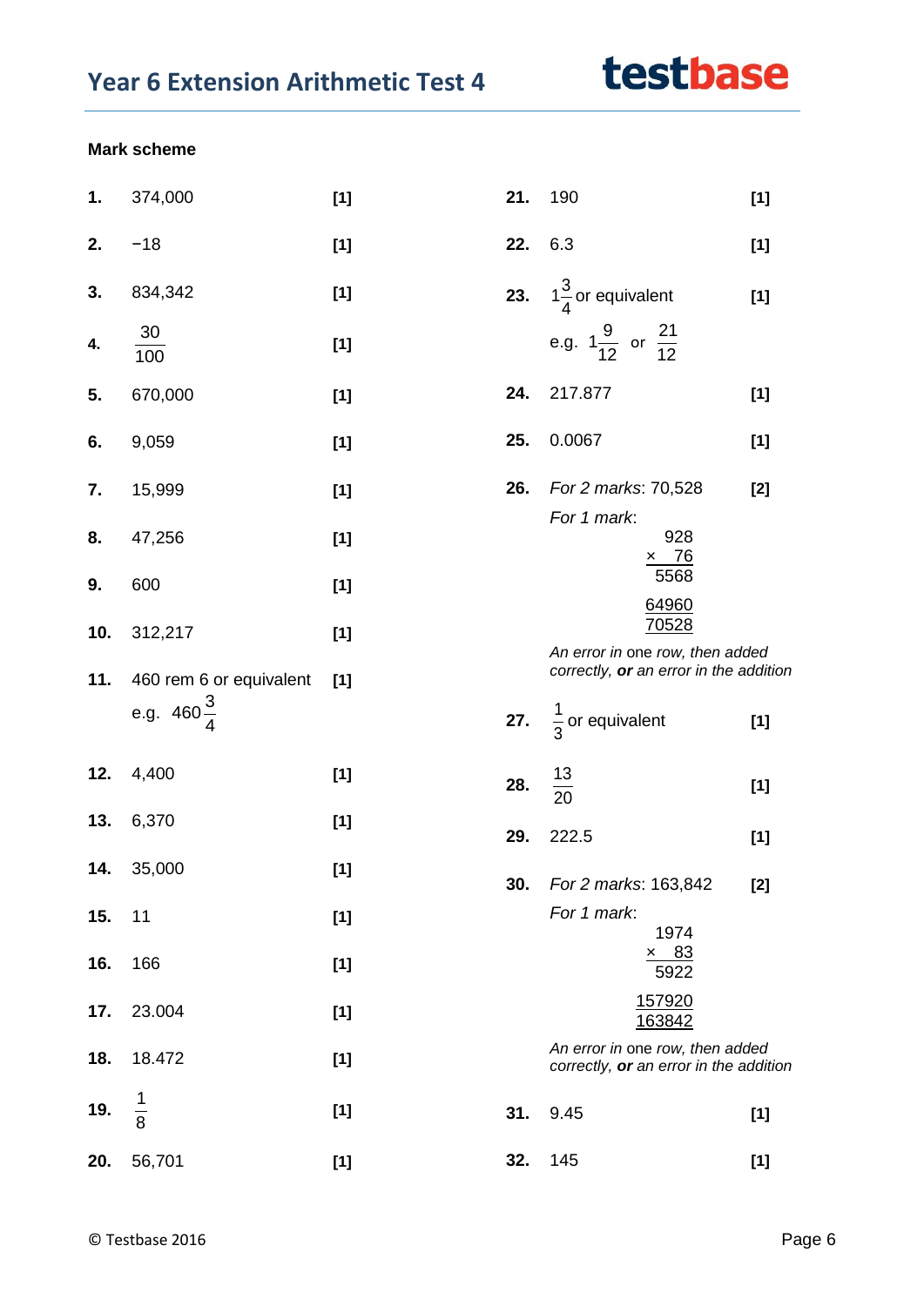# Year 6 Extension Arithmetic Test 4

**Mark scheme**

| Q | Answer | Mark |
|---|---|---|
| **1.** | 374,000 | **[1]** |
| **2.** | −18 | **[1]** |
| **3.** | 834,342 | **[1]** |
| **4.** | $\frac{30}{100}$ | **[1]** |
| **5.** | 670,000 | **[1]** |
| **6.** | 9,059 | **[1]** |
| **7.** | 15,999 | **[1]** |
| **8.** | 47,256 | **[1]** |
| **9.** | 600 | **[1]** |
| **10.** | 312,217 | **[1]** |
| **11.** | 460 rem 6 or equivalent e.g. $460\frac{3}{4}$ | **[1]** |
| **12.** | 4,400 | **[1]** |
| **13.** | 6,370 | **[1]** |
| **14.** | 35,000 | **[1]** |
| **15.** | 11 | **[1]** |
| **16.** | 166 | **[1]** |
| **17.** | 23.004 | **[1]** |
| **18.** | 18.472 | **[1]** |
| **19.** | $\frac{1}{8}$ | **[1]** |
| **20.** | 56,701 | **[1]** |
| **21.** | 190 | **[1]** |
| **22.** | 6.3 | **[1]** |
| **23.** | $1\frac{3}{4}$ or equivalent e.g. $1\frac{9}{12}$ or $\frac{21}{12}$ | **[1]** |
| **24.** | 217.877 | **[1]** |
| **25.** | 0.0067 | **[1]** |
| **26.** | *For 2 marks*: 70,528 | **[2]** |
| **27.** | $\frac{1}{3}$ or equivalent | **[1]** |
| **28.** | $\frac{13}{20}$ | **[1]** |
| **29.** | 222.5 | **[1]** |
| **30.** | *For 2 marks*: 163,842 | **[2]** |
| **31.** | 9.45 | **[1]** |
| **32.** | 145 | **[1]** |

**26.** *For 1 mark*:

```
   928
×   76
  5568
 64960
 70528
```

*An error in* one row, *then added correctly,* ***or*** *an error in the addition*

**30.** *For 1 mark*:

```
   1974
×    83
   5922
 157920
 163842
```

*An error in* one row, *then added correctly,* ***or*** *an error in the addition*

© Testbase 2016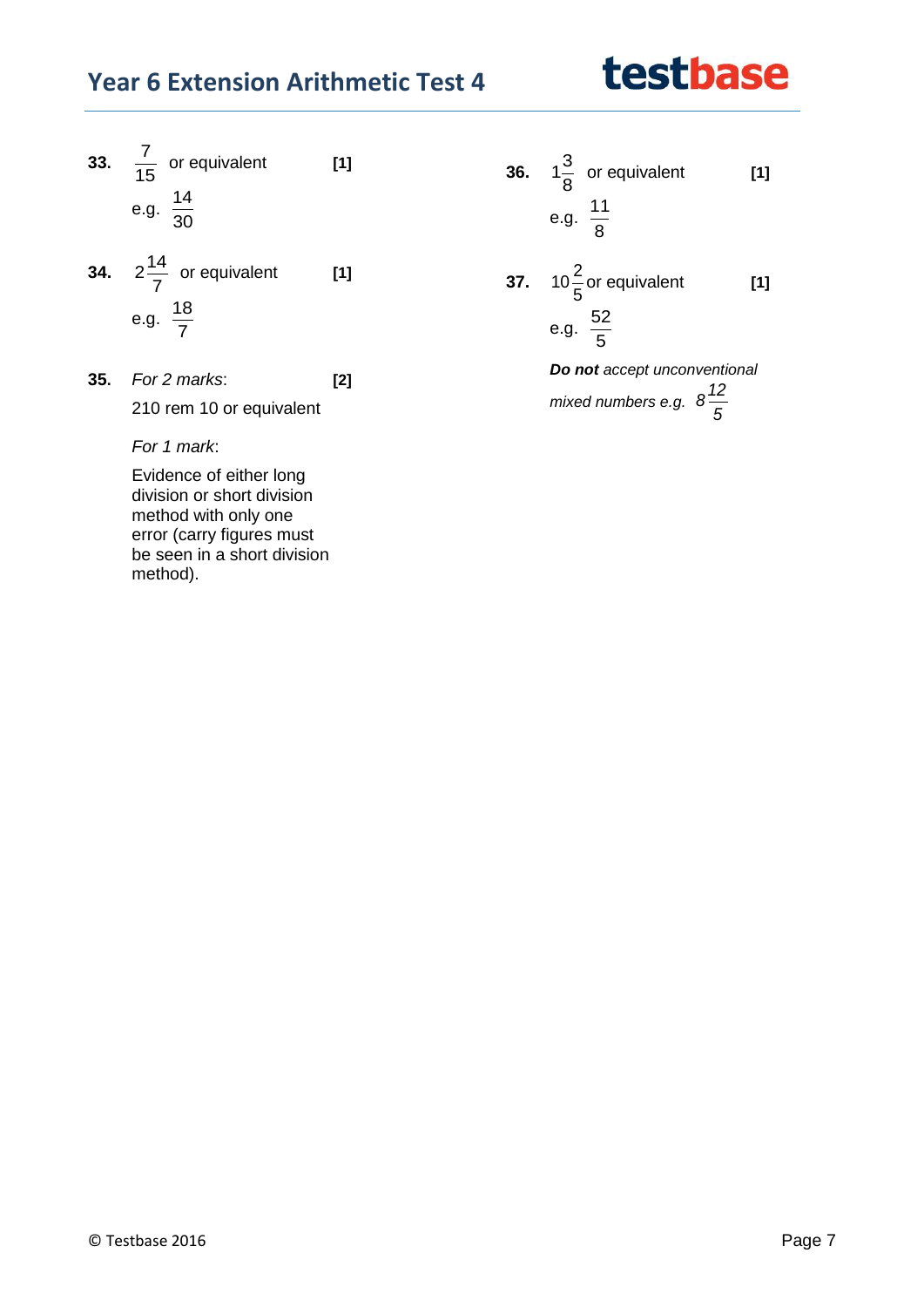**33.** $\frac{7}{15}$ or equivalent **[1]**

e.g. $\frac{14}{30}$

**34.** $2\frac{14}{7}$ or equivalent **[1]**

e.g. $\frac{18}{7}$

**35.** *For 2 marks*: **[2]**

210 rem 10 or equivalent

*For 1 mark*:

Evidence of either long division or short division method with only one error (carry figures must be seen in a short division method).

**36.** $1\frac{3}{8}$ or equivalent **[1]**

e.g. $\frac{11}{8}$

**37.** $10\frac{2}{5}$ or equivalent **[1]**

e.g. $\frac{52}{5}$

***Do not*** *accept unconventional mixed numbers e.g.* $8\frac{12}{5}$